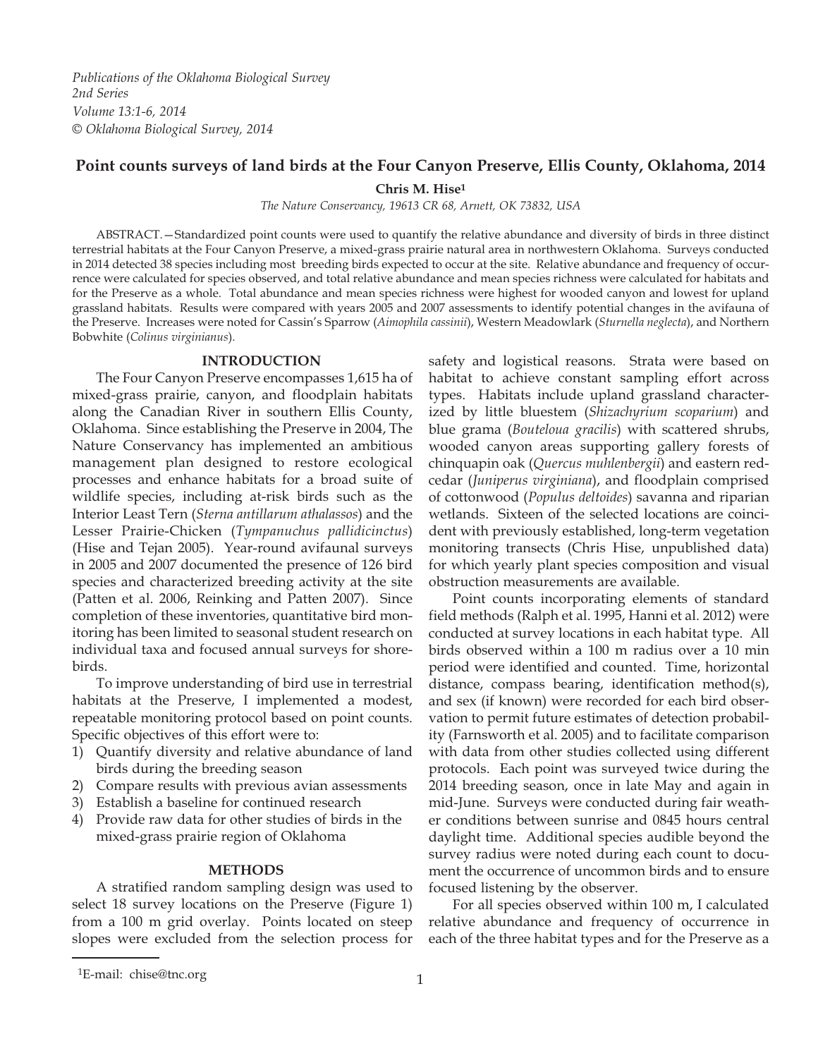*Publications of the Oklahoma Biological Survey*
*2nd Series*
*Volume 13:1-6, 2014*
*© Oklahoma Biological Survey, 2014*

# Point counts surveys of land birds at the Four Canyon Preserve, Ellis County, Oklahoma, 2014

**Chris M. Hise[1]**

*The Nature Conservancy, 19613 CR 68, Arnett, OK 73832, USA*

ABSTRACT.—Standardized point counts were used to quantify the relative abundance and diversity of birds in three distinct terrestrial habitats at the Four Canyon Preserve, a mixed-grass prairie natural area in northwestern Oklahoma. Surveys conducted in 2014 detected 38 species including most breeding birds expected to occur at the site. Relative abundance and frequency of occurrence were calculated for species observed, and total relative abundance and mean species richness were calculated for habitats and for the Preserve as a whole. Total abundance and mean species richness were highest for wooded canyon and lowest for upland grassland habitats. Results were compared with years 2005 and 2007 assessments to identify potential changes in the avifauna of the Preserve. Increases were noted for Cassin's Sparrow (*Aimophila cassinii*), Western Meadowlark (*Sturnella neglecta*), and Northern Bobwhite (*Colinus virginianus*).

## INTRODUCTION

The Four Canyon Preserve encompasses 1,615 ha of mixed-grass prairie, canyon, and floodplain habitats along the Canadian River in southern Ellis County, Oklahoma. Since establishing the Preserve in 2004, The Nature Conservancy has implemented an ambitious management plan designed to restore ecological processes and enhance habitats for a broad suite of wildlife species, including at-risk birds such as the Interior Least Tern (*Sterna antillarum athalassos*) and the Lesser Prairie-Chicken (*Tympanuchus pallidicinctus*) (Hise and Tejan 2005). Year-round avifaunal surveys in 2005 and 2007 documented the presence of 126 bird species and characterized breeding activity at the site (Patten et al. 2006, Reinking and Patten 2007). Since completion of these inventories, quantitative bird monitoring has been limited to seasonal student research on individual taxa and focused annual surveys for shorebirds.

To improve understanding of bird use in terrestrial habitats at the Preserve, I implemented a modest, repeatable monitoring protocol based on point counts. Specific objectives of this effort were to:

1) Quantify diversity and relative abundance of land birds during the breeding season
2) Compare results with previous avian assessments
3) Establish a baseline for continued research
4) Provide raw data for other studies of birds in the mixed-grass prairie region of Oklahoma

## METHODS

A stratified random sampling design was used to select 18 survey locations on the Preserve (Figure 1) from a 100 m grid overlay. Points located on steep slopes were excluded from the selection process for safety and logistical reasons. Strata were based on habitat to achieve constant sampling effort across types. Habitats include upland grassland characterized by little bluestem (*Shizachyrium scoparium*) and blue grama (*Bouteloua gracilis*) with scattered shrubs, wooded canyon areas supporting gallery forests of chinquapin oak (*Quercus muhlenbergii*) and eastern redcedar (*Juniperus virginiana*), and floodplain comprised of cottonwood (*Populus deltoides*) savanna and riparian wetlands. Sixteen of the selected locations are coincident with previously established, long-term vegetation monitoring transects (Chris Hise, unpublished data) for which yearly plant species composition and visual obstruction measurements are available.

Point counts incorporating elements of standard field methods (Ralph et al. 1995, Hanni et al. 2012) were conducted at survey locations in each habitat type. All birds observed within a 100 m radius over a 10 min period were identified and counted. Time, horizontal distance, compass bearing, identification method(s), and sex (if known) were recorded for each bird observation to permit future estimates of detection probability (Farnsworth et al. 2005) and to facilitate comparison with data from other studies collected using different protocols. Each point was surveyed twice during the 2014 breeding season, once in late May and again in mid-June. Surveys were conducted during fair weather conditions between sunrise and 0845 hours central daylight time. Additional species audible beyond the survey radius were noted during each count to document the occurrence of uncommon birds and to ensure focused listening by the observer.

For all species observed within 100 m, I calculated relative abundance and frequency of occurrence in each of the three habitat types and for the Preserve as a

[1]E-mail: chise@tnc.org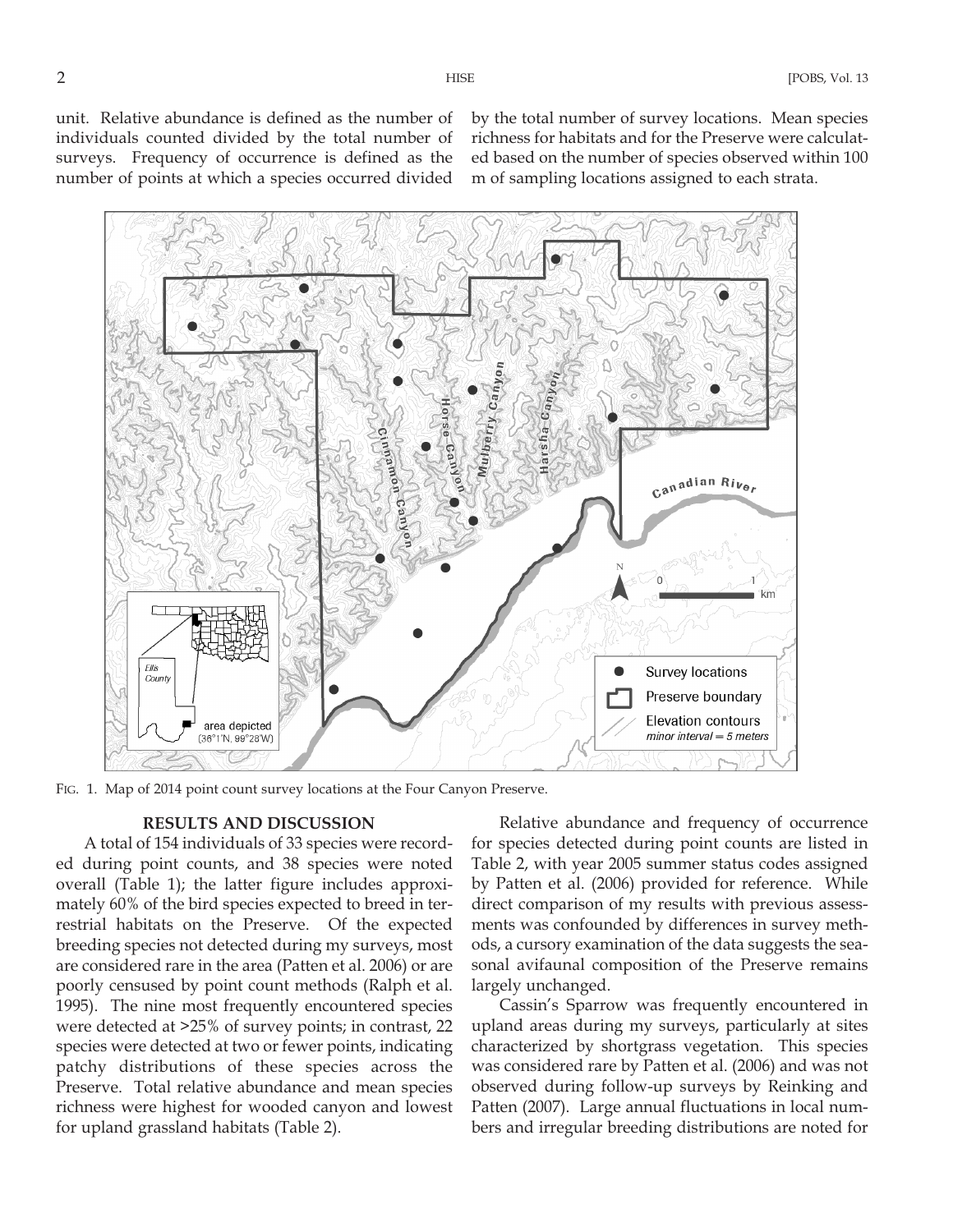unit. Relative abundance is defined as the number of individuals counted divided by the total number of surveys. Frequency of occurrence is defined as the number of points at which a species occurred divided by the total number of survey locations. Mean species richness for habitats and for the Preserve were calculated based on the number of species observed within 100 m of sampling locations assigned to each strata.

FIG. 1. Map of 2014 point count survey locations at the Four Canyon Preserve.

## RESULTS AND DISCUSSION

A total of 154 individuals of 33 species were recorded during point counts, and 38 species were noted overall (Table 1); the latter figure includes approximately 60% of the bird species expected to breed in terrestrial habitats on the Preserve. Of the expected breeding species not detected during my surveys, most are considered rare in the area (Patten et al. 2006) or are poorly censused by point count methods (Ralph et al. 1995). The nine most frequently encountered species were detected at >25% of survey points; in contrast, 22 species were detected at two or fewer points, indicating patchy distributions of these species across the Preserve. Total relative abundance and mean species richness were highest for wooded canyon and lowest for upland grassland habitats (Table 2).

Relative abundance and frequency of occurrence for species detected during point counts are listed in Table 2, with year 2005 summer status codes assigned by Patten et al. (2006) provided for reference. While direct comparison of my results with previous assessments was confounded by differences in survey methods, a cursory examination of the data suggests the seasonal avifaunal composition of the Preserve remains largely unchanged.

Cassin's Sparrow was frequently encountered in upland areas during my surveys, particularly at sites characterized by shortgrass vegetation. This species was considered rare by Patten et al. (2006) and was not observed during follow-up surveys by Reinking and Patten (2007). Large annual fluctuations in local numbers and irregular breeding distributions are noted for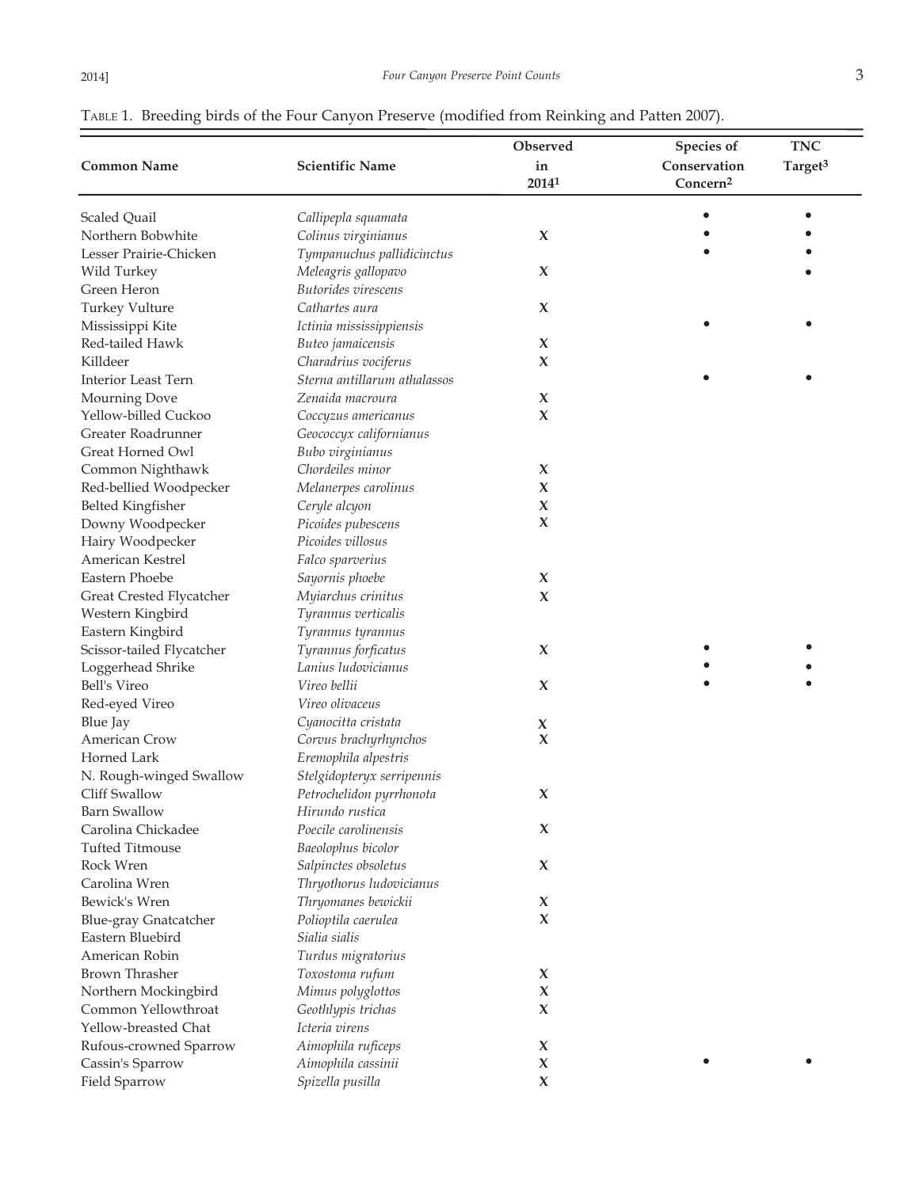TABLE 1. Breeding birds of the Four Canyon Preserve (modified from Reinking and Patten 2007).

| Common Name | Scientific Name | Observed in 2014[1] | Species of Conservation Concern[2] | TNC Target[3] |
|---|---|---|---|---|
| Scaled Quail | *Callipepla squamata* | | • | • |
| Northern Bobwhite | *Colinus virginianus* | X | • | • |
| Lesser Prairie-Chicken | *Tympanuchus pallidicinctus* | | • | • |
| Wild Turkey | *Meleagris gallopavo* | X | | • |
| Green Heron | *Butorides virescens* | | | |
| Turkey Vulture | *Cathartes aura* | X | | |
| Mississippi Kite | *Ictinia mississippiensis* | | • | • |
| Red-tailed Hawk | *Buteo jamaicensis* | X | | |
| Killdeer | *Charadrius vociferus* | X | | |
| Interior Least Tern | *Sterna antillarum athalassos* | | • | • |
| Mourning Dove | *Zenaida macroura* | X | | |
| Yellow-billed Cuckoo | *Coccyzus americanus* | X | | |
| Greater Roadrunner | *Geococcyx californianus* | | | |
| Great Horned Owl | *Bubo virginianus* | | | |
| Common Nighthawk | *Chordeiles minor* | X | | |
| Red-bellied Woodpecker | *Melanerpes carolinus* | X | | |
| Belted Kingfisher | *Ceryle alcyon* | X | | |
| Downy Woodpecker | *Picoides pubescens* | X | | |
| Hairy Woodpecker | *Picoides villosus* | | | |
| American Kestrel | *Falco sparverius* | | | |
| Eastern Phoebe | *Sayornis phoebe* | X | | |
| Great Crested Flycatcher | *Myiarchus crinitus* | X | | |
| Western Kingbird | *Tyrannus verticalis* | | | |
| Eastern Kingbird | *Tyrannus tyrannus* | | | |
| Scissor-tailed Flycatcher | *Tyrannus forficatus* | X | • | • |
| Loggerhead Shrike | *Lanius ludovicianus* | | • | • |
| Bell's Vireo | *Vireo bellii* | X | • | • |
| Red-eyed Vireo | *Vireo olivaceus* | | | |
| Blue Jay | *Cyanocitta cristata* | X | | |
| American Crow | *Corvus brachyrhynchos* | X | | |
| Horned Lark | *Eremophila alpestris* | | | |
| N. Rough-winged Swallow | *Stelgidopteryx serripennis* | | | |
| Cliff Swallow | *Petrochelidon pyrrhonota* | X | | |
| Barn Swallow | *Hirundo rustica* | | | |
| Carolina Chickadee | *Poecile carolinensis* | X | | |
| Tufted Titmouse | *Baeolophus bicolor* | | | |
| Rock Wren | *Salpinctes obsoletus* | X | | |
| Carolina Wren | *Thryothorus ludovicianus* | | | |
| Bewick's Wren | *Thryomanes bewickii* | X | | |
| Blue-gray Gnatcatcher | *Polioptila caerulea* | X | | |
| Eastern Bluebird | *Sialia sialis* | | | |
| American Robin | *Turdus migratorius* | | | |
| Brown Thrasher | *Toxostoma rufum* | X | | |
| Northern Mockingbird | *Mimus polyglottos* | X | | |
| Common Yellowthroat | *Geothlypis trichas* | X | | |
| Yellow-breasted Chat | *Icteria virens* | | | |
| Rufous-crowned Sparrow | *Aimophila ruficeps* | X | | |
| Cassin's Sparrow | *Aimophila cassinii* | X | • | • |
| Field Sparrow | *Spizella pusilla* | X | | |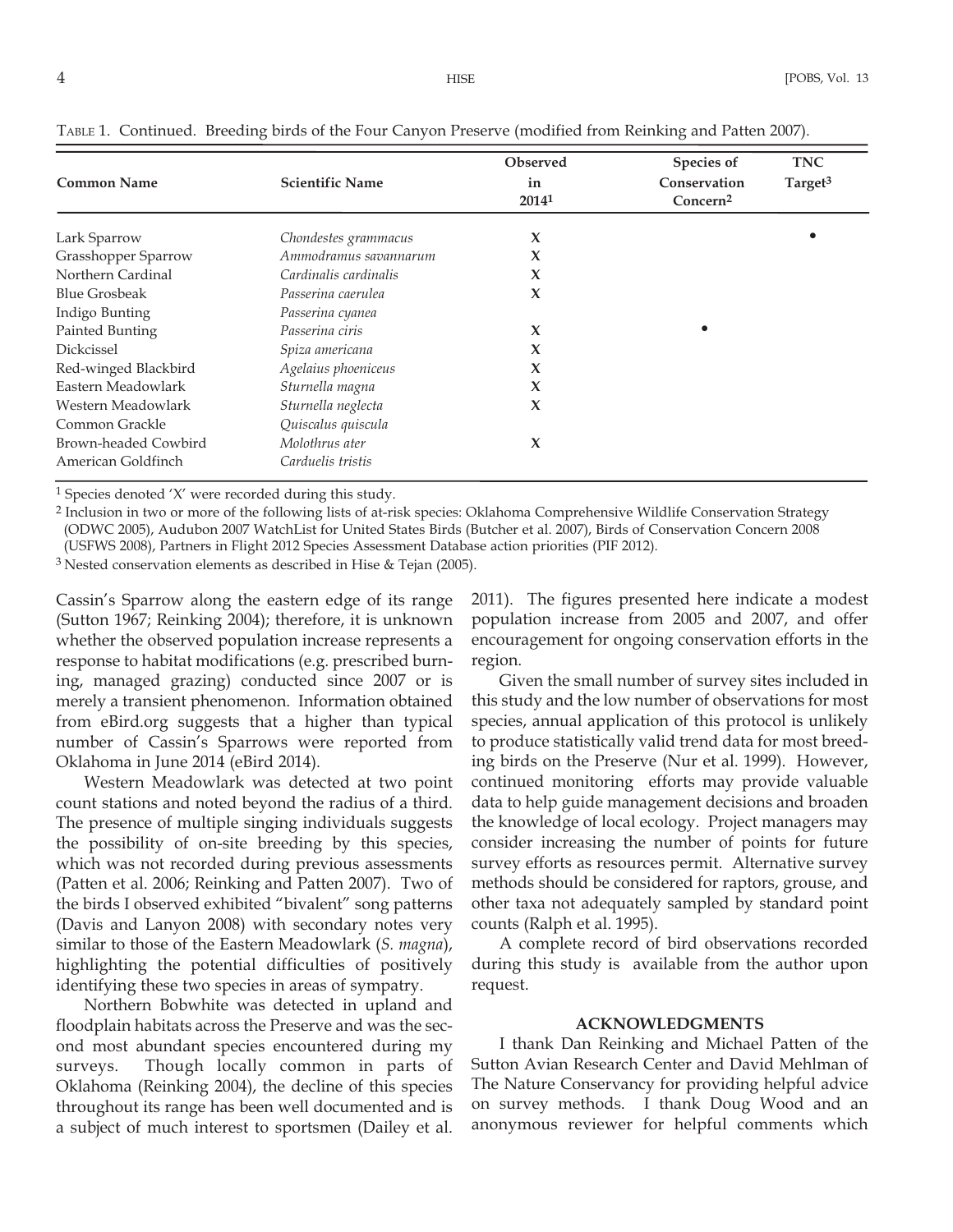TABLE 1. Continued. Breeding birds of the Four Canyon Preserve (modified from Reinking and Patten 2007).

| Common Name | Scientific Name | Observed in 2014[1] | Species of Conservation Concern[2] | TNC Target[3] |
|---|---|---|---|---|
| Lark Sparrow | *Chondestes grammacus* | X | | • |
| Grasshopper Sparrow | *Ammodramus savannarum* | X | | |
| Northern Cardinal | *Cardinalis cardinalis* | X | | |
| Blue Grosbeak | *Passerina caerulea* | X | | |
| Indigo Bunting | *Passerina cyanea* | | | |
| Painted Bunting | *Passerina ciris* | X | • | |
| Dickcissel | *Spiza americana* | X | | |
| Red-winged Blackbird | *Agelaius phoeniceus* | X | | |
| Eastern Meadowlark | *Sturnella magna* | X | | |
| Western Meadowlark | *Sturnella neglecta* | X | | |
| Common Grackle | *Quiscalus quiscula* | | | |
| Brown-headed Cowbird | *Molothrus ater* | X | | |
| American Goldfinch | *Carduelis tristis* | | | |

[1] Species denoted 'X' were recorded during this study.
[2] Inclusion in two or more of the following lists of at-risk species: Oklahoma Comprehensive Wildlife Conservation Strategy (ODWC 2005), Audubon 2007 WatchList for United States Birds (Butcher et al. 2007), Birds of Conservation Concern 2008 (USFWS 2008), Partners in Flight 2012 Species Assessment Database action priorities (PIF 2012).
[3] Nested conservation elements as described in Hise & Tejan (2005).

Cassin's Sparrow along the eastern edge of its range (Sutton 1967; Reinking 2004); therefore, it is unknown whether the observed population increase represents a response to habitat modifications (e.g. prescribed burning, managed grazing) conducted since 2007 or is merely a transient phenomenon. Information obtained from eBird.org suggests that a higher than typical number of Cassin's Sparrows were reported from Oklahoma in June 2014 (eBird 2014).

Western Meadowlark was detected at two point count stations and noted beyond the radius of a third. The presence of multiple singing individuals suggests the possibility of on-site breeding by this species, which was not recorded during previous assessments (Patten et al. 2006; Reinking and Patten 2007). Two of the birds I observed exhibited "bivalent" song patterns (Davis and Lanyon 2008) with secondary notes very similar to those of the Eastern Meadowlark (*S. magna*), highlighting the potential difficulties of positively identifying these two species in areas of sympatry.

Northern Bobwhite was detected in upland and floodplain habitats across the Preserve and was the second most abundant species encountered during my surveys. Though locally common in parts of Oklahoma (Reinking 2004), the decline of this species throughout its range has been well documented and is a subject of much interest to sportsmen (Dailey et al. 2011). The figures presented here indicate a modest population increase from 2005 and 2007, and offer encouragement for ongoing conservation efforts in the region.

Given the small number of survey sites included in this study and the low number of observations for most species, annual application of this protocol is unlikely to produce statistically valid trend data for most breeding birds on the Preserve (Nur et al. 1999). However, continued monitoring efforts may provide valuable data to help guide management decisions and broaden the knowledge of local ecology. Project managers may consider increasing the number of points for future survey efforts as resources permit. Alternative survey methods should be considered for raptors, grouse, and other taxa not adequately sampled by standard point counts (Ralph et al. 1995).

A complete record of bird observations recorded during this study is available from the author upon request.

## ACKNOWLEDGMENTS

I thank Dan Reinking and Michael Patten of the Sutton Avian Research Center and David Mehlman of The Nature Conservancy for providing helpful advice on survey methods. I thank Doug Wood and an anonymous reviewer for helpful comments which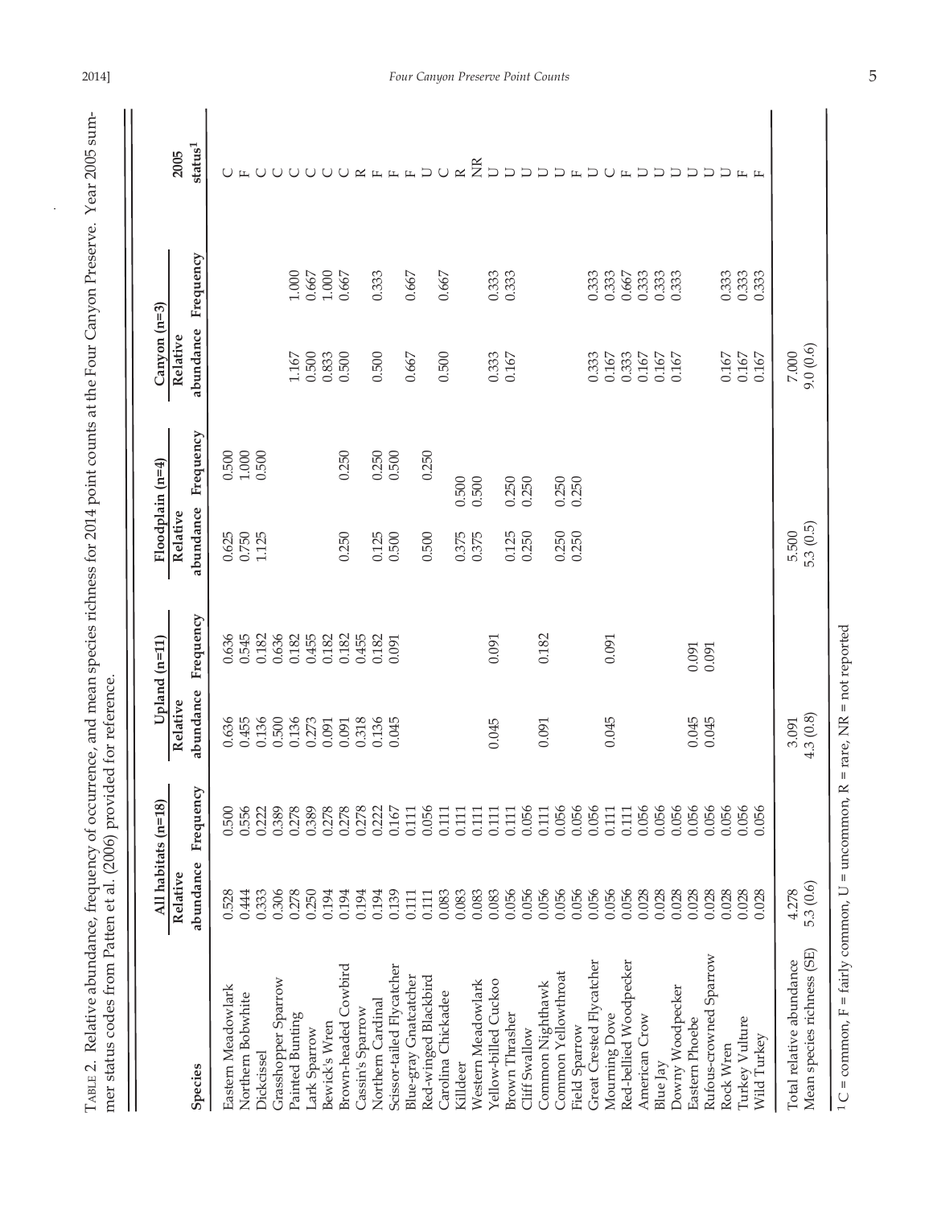TABLE 2. Relative abundance, frequency of occurrence, and mean species richness for 2014 point counts at the Four Canyon Preserve. Year 2005 summer status codes from Patten et al. (2006) provided for reference.

| Species | All habitats (n=18) | | Upland (n=11) | | Floodplain (n=4) | | Canyon (n=3) | | 2005 |
|---|---|---|---|---|---|---|---|---|---|
| | Relative abundance | Frequency | Relative abundance | Frequency | Relative abundance | Frequency | Relative abundance | Frequency | status[1] |
| Eastern Meadowlark | 0.528 | 0.500 | 0.636 | 0.636 | 0.625 | 0.500 | | | C |
| Northern Bobwhite | 0.444 | 0.556 | 0.455 | 0.545 | 0.750 | 1.000 | | | F |
| Dickcissel | 0.333 | 0.222 | 0.136 | 0.182 | 1.125 | 0.500 | | | C |
| Grasshopper Sparrow | 0.306 | 0.389 | 0.500 | 0.636 | | | | | C |
| Painted Bunting | 0.278 | 0.278 | 0.136 | 0.182 | | | 1.167 | 1.000 | C |
| Lark Sparrow | 0.250 | 0.389 | 0.273 | 0.455 | | | 0.500 | 0.667 | C |
| Bewick's Wren | 0.194 | 0.278 | 0.091 | 0.182 | | | 0.833 | 1.000 | C |
| Brown-headed Cowbird | 0.194 | 0.278 | 0.091 | 0.182 | 0.250 | 0.250 | 0.500 | 0.667 | C |
| Cassin's Sparrow | 0.194 | 0.278 | 0.318 | 0.455 | | | | | R |
| Northern Cardinal | 0.194 | 0.222 | 0.136 | 0.182 | 0.125 | 0.250 | 0.500 | 0.333 | F |
| Scissor-tailed Flycatcher | 0.139 | 0.167 | 0.045 | 0.091 | 0.500 | 0.500 | | | F |
| Blue-gray Gnatcatcher | 0.111 | 0.111 | | | | | 0.667 | 0.667 | F |
| Red-winged Blackbird | 0.111 | 0.056 | | | 0.500 | 0.250 | | | U |
| Carolina Chickadee | 0.083 | 0.111 | | | | | 0.500 | 0.667 | C |
| Killdeer | 0.083 | 0.111 | | | 0.375 | 0.500 | | | R |
| Western Meadowlark | 0.083 | 0.111 | | | 0.375 | 0.500 | | | NR |
| Yellow-billed Cuckoo | 0.083 | 0.111 | 0.045 | 0.091 | | | 0.333 | 0.333 | U |
| Brown Thrasher | 0.056 | 0.111 | | | 0.125 | 0.250 | 0.167 | 0.333 | U |
| Cliff Swallow | 0.056 | 0.056 | | | 0.250 | 0.250 | | | U |
| Common Nighthawk | 0.056 | 0.111 | 0.091 | 0.182 | | | | | U |
| Common Yellowthroat | 0.056 | 0.056 | | | 0.250 | 0.250 | | | U |
| Field Sparrow | 0.056 | 0.056 | | | 0.250 | 0.250 | | | F |
| Great Crested Flycatcher | 0.056 | 0.056 | | | | | 0.333 | 0.333 | U |
| Mourning Dove | 0.056 | 0.111 | 0.045 | 0.091 | | | 0.167 | 0.333 | C |
| Red-bellied Woodpecker | 0.056 | 0.111 | | | | | 0.333 | 0.667 | F |
| American Crow | 0.028 | 0.056 | | | | | 0.167 | 0.333 | U |
| Blue Jay | 0.028 | 0.056 | | | | | 0.167 | 0.333 | U |
| Downy Woodpecker | 0.028 | 0.056 | | | | | 0.167 | 0.333 | U |
| Eastern Phoebe | 0.028 | 0.056 | 0.045 | 0.091 | | | | | U |
| Rufous-crowned Sparrow | 0.028 | 0.056 | 0.045 | 0.091 | | | | | U |
| Rock Wren | 0.028 | 0.056 | | | | | 0.167 | 0.333 | U |
| Turkey Vulture | 0.028 | 0.056 | | | | | 0.167 | 0.333 | F |
| Wild Turkey | 0.028 | 0.056 | | | | | 0.167 | 0.333 | F |
| Total relative abundance | 4.278 | | 3.091 | | 5.500 | | 7.000 | | |
| Mean species richness (SE) | 5.3 (0.6) | | 4.3 (0.8) | | 5.3 (0.5) | | 9.0 (0.6) | | |

[1] C = common, F = fairly common, U = uncommon, R = rare, NR = not reported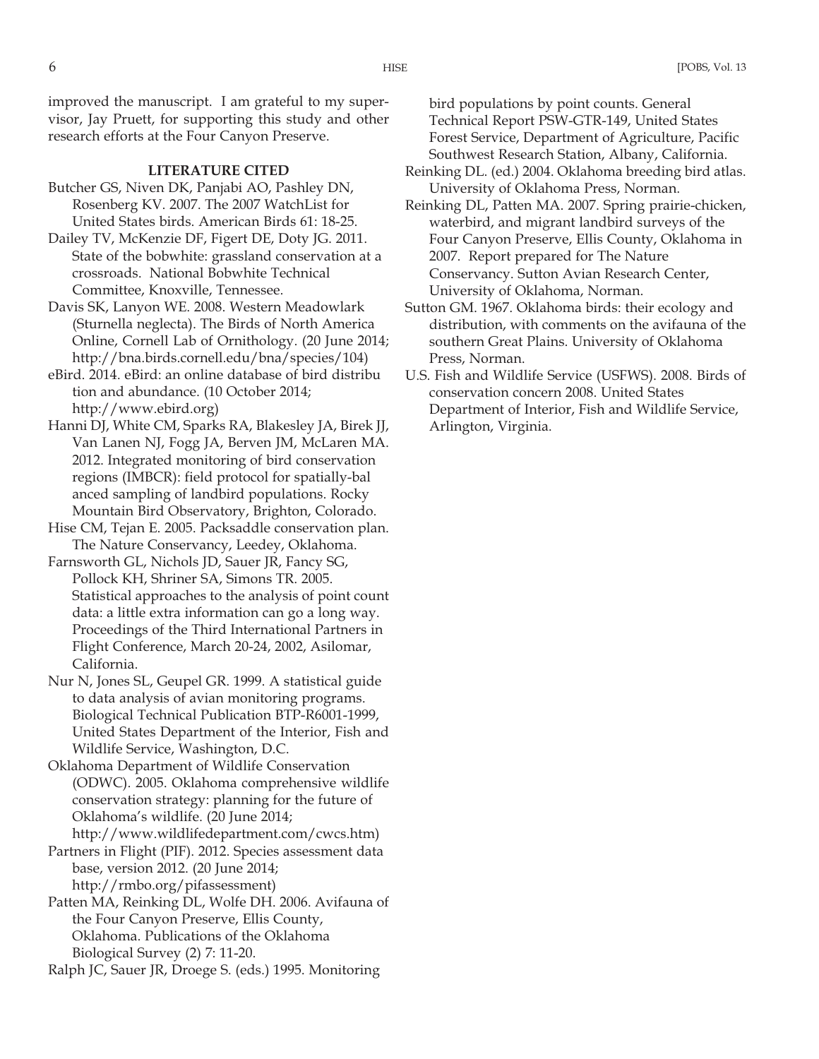improved the manuscript. I am grateful to my supervisor, Jay Pruett, for supporting this study and other research efforts at the Four Canyon Preserve.

### LITERATURE CITED

Butcher GS, Niven DK, Panjabi AO, Pashley DN, Rosenberg KV. 2007. The 2007 WatchList for United States birds. American Birds 61: 18-25.

Dailey TV, McKenzie DF, Figert DE, Doty JG. 2011. State of the bobwhite: grassland conservation at a crossroads. National Bobwhite Technical Committee, Knoxville, Tennessee.

Davis SK, Lanyon WE. 2008. Western Meadowlark (Sturnella neglecta). The Birds of North America Online, Cornell Lab of Ornithology. (20 June 2014; http://bna.birds.cornell.edu/bna/species/104)

eBird. 2014. eBird: an online database of bird distribu tion and abundance. (10 October 2014; http://www.ebird.org)

Hanni DJ, White CM, Sparks RA, Blakesley JA, Birek JJ, Van Lanen NJ, Fogg JA, Berven JM, McLaren MA. 2012. Integrated monitoring of bird conservation regions (IMBCR): field protocol for spatially-bal anced sampling of landbird populations. Rocky Mountain Bird Observatory, Brighton, Colorado.

Hise CM, Tejan E. 2005. Packsaddle conservation plan. The Nature Conservancy, Leedey, Oklahoma.

Farnsworth GL, Nichols JD, Sauer JR, Fancy SG, Pollock KH, Shriner SA, Simons TR. 2005. Statistical approaches to the analysis of point count data: a little extra information can go a long way. Proceedings of the Third International Partners in Flight Conference, March 20-24, 2002, Asilomar, California.

Nur N, Jones SL, Geupel GR. 1999. A statistical guide to data analysis of avian monitoring programs. Biological Technical Publication BTP-R6001-1999, United States Department of the Interior, Fish and Wildlife Service, Washington, D.C.

Oklahoma Department of Wildlife Conservation (ODWC). 2005. Oklahoma comprehensive wildlife conservation strategy: planning for the future of Oklahoma's wildlife. (20 June 2014; http://www.wildlifedepartment.com/cwcs.htm)

Partners in Flight (PIF). 2012. Species assessment data base, version 2012. (20 June 2014; http://rmbo.org/pifassessment)

Patten MA, Reinking DL, Wolfe DH. 2006. Avifauna of the Four Canyon Preserve, Ellis County, Oklahoma. Publications of the Oklahoma Biological Survey (2) 7: 11-20.

Ralph JC, Sauer JR, Droege S. (eds.) 1995. Monitoring bird populations by point counts. General Technical Report PSW-GTR-149, United States Forest Service, Department of Agriculture, Pacific Southwest Research Station, Albany, California.

Reinking DL. (ed.) 2004. Oklahoma breeding bird atlas. University of Oklahoma Press, Norman.

Reinking DL, Patten MA. 2007. Spring prairie-chicken, waterbird, and migrant landbird surveys of the Four Canyon Preserve, Ellis County, Oklahoma in 2007. Report prepared for The Nature Conservancy. Sutton Avian Research Center, University of Oklahoma, Norman.

Sutton GM. 1967. Oklahoma birds: their ecology and distribution, with comments on the avifauna of the southern Great Plains. University of Oklahoma Press, Norman.

U.S. Fish and Wildlife Service (USFWS). 2008. Birds of conservation concern 2008. United States Department of Interior, Fish and Wildlife Service, Arlington, Virginia.